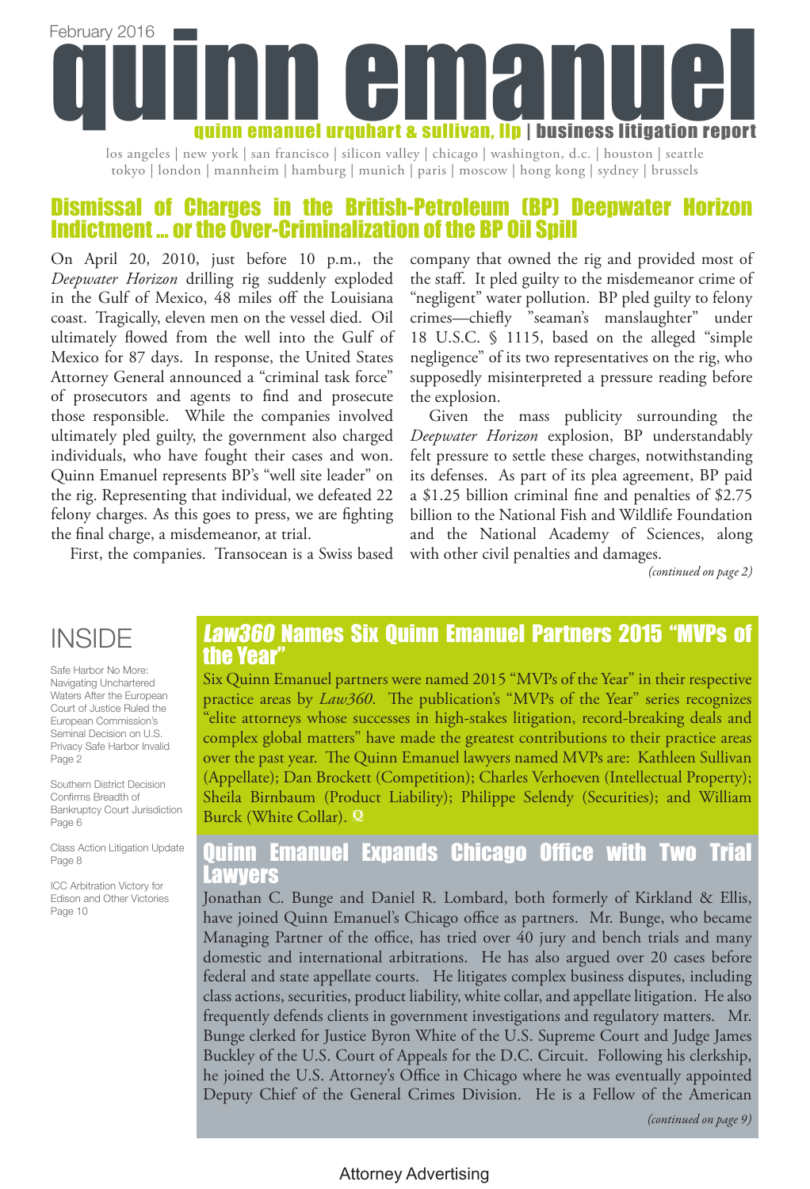February 2016

# quinn emanuel

**quinn emanuel urquhart & sullivan, llp | business litigation report**

los angeles | new york | san francisco | silicon valley | chicago | washington, d.c. | houston | seattle
tokyo | london | mannheim | hamburg | munich | paris | moscow | hong kong | sydney | brussels

## Dismissal of Charges in the British-Petroleum (BP) Deepwater Horizon Indictment ... or the Over-Criminalization of the BP Oil Spill

On April 20, 2010, just before 10 p.m., the *Deepwater Horizon* drilling rig suddenly exploded in the Gulf of Mexico, 48 miles off the Louisiana coast. Tragically, eleven men on the vessel died. Oil ultimately flowed from the well into the Gulf of Mexico for 87 days. In response, the United States Attorney General announced a "criminal task force" of prosecutors and agents to find and prosecute those responsible. While the companies involved ultimately pled guilty, the government also charged individuals, who have fought their cases and won. Quinn Emanuel represents BP's "well site leader" on the rig. Representing that individual, we defeated 22 felony charges. As this goes to press, we are fighting the final charge, a misdemeanor, at trial.

First, the companies. Transocean is a Swiss based company that owned the rig and provided most of the staff. It pled guilty to the misdemeanor crime of "negligent" water pollution. BP pled guilty to felony crimes—chiefly "seaman's manslaughter" under 18 U.S.C. § 1115, based on the alleged "simple negligence" of its two representatives on the rig, who supposedly misinterpreted a pressure reading before the explosion.

Given the mass publicity surrounding the *Deepwater Horizon* explosion, BP understandably felt pressure to settle these charges, notwithstanding its defenses. As part of its plea agreement, BP paid a $1.25 billion criminal fine and penalties of $2.75 billion to the National Fish and Wildlife Foundation and the National Academy of Sciences, along with other civil penalties and damages.

*(continued on page 2)*

## INSIDE

Safe Harbor No More: Navigating Unchartered Waters After the European Court of Justice Ruled the European Commission's Seminal Decision on U.S. Privacy Safe Harbor Invalid
Page 2

Southern District Decision Confirms Breadth of Bankruptcy Court Jurisdiction
Page 6

Class Action Litigation Update
Page 8

ICC Arbitration Victory for Edison and Other Victories
Page 10

## *Law360* Names Six Quinn Emanuel Partners 2015 "MVPs of the Year"

Six Quinn Emanuel partners were named 2015 "MVPs of the Year" in their respective practice areas by *Law360*. The publication's "MVPs of the Year" series recognizes "elite attorneys whose successes in high-stakes litigation, record-breaking deals and complex global matters" have made the greatest contributions to their practice areas over the past year. The Quinn Emanuel lawyers named MVPs are: Kathleen Sullivan (Appellate); Dan Brockett (Competition); Charles Verhoeven (Intellectual Property); Sheila Birnbaum (Product Liability); Philippe Selendy (Securities); and William Burck (White Collar). Q

## Quinn Emanuel Expands Chicago Office with Two Trial Lawyers

Jonathan C. Bunge and Daniel R. Lombard, both formerly of Kirkland & Ellis, have joined Quinn Emanuel's Chicago office as partners. Mr. Bunge, who became Managing Partner of the office, has tried over 40 jury and bench trials and many domestic and international arbitrations. He has also argued over 20 cases before federal and state appellate courts. He litigates complex business disputes, including class actions, securities, product liability, white collar, and appellate litigation. He also frequently defends clients in government investigations and regulatory matters. Mr. Bunge clerked for Justice Byron White of the U.S. Supreme Court and Judge James Buckley of the U.S. Court of Appeals for the D.C. Circuit. Following his clerkship, he joined the U.S. Attorney's Office in Chicago where he was eventually appointed Deputy Chief of the General Crimes Division. He is a Fellow of the American

*(continued on page 9)*

Attorney Advertising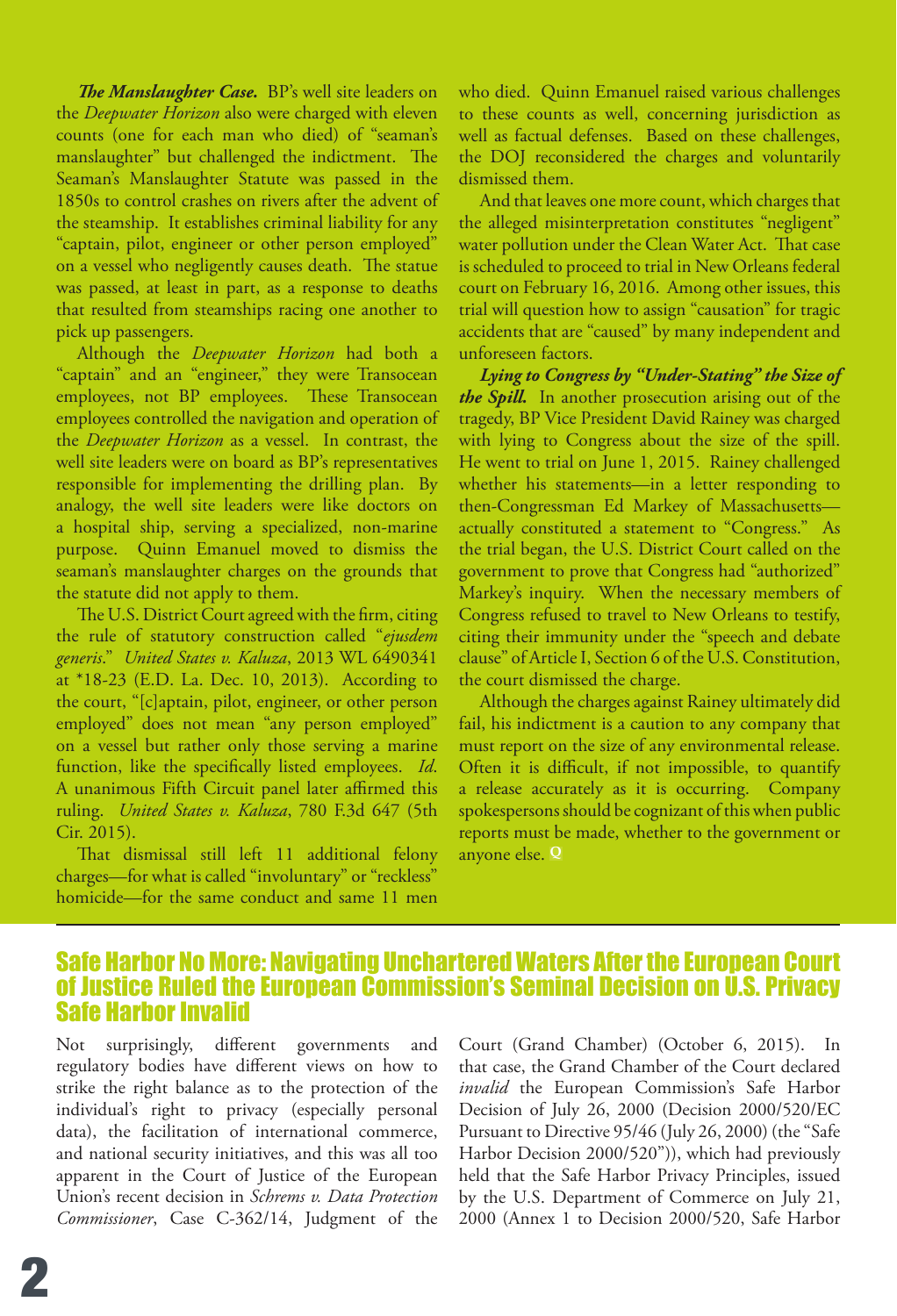***The Manslaughter Case.*** BP's well site leaders on the *Deepwater Horizon* also were charged with eleven counts (one for each man who died) of "seaman's manslaughter" but challenged the indictment. The Seaman's Manslaughter Statute was passed in the 1850s to control crashes on rivers after the advent of the steamship. It establishes criminal liability for any "captain, pilot, engineer or other person employed" on a vessel who negligently causes death. The statue was passed, at least in part, as a response to deaths that resulted from steamships racing one another to pick up passengers.

Although the *Deepwater Horizon* had both a "captain" and an "engineer," they were Transocean employees, not BP employees. These Transocean employees controlled the navigation and operation of the *Deepwater Horizon* as a vessel. In contrast, the well site leaders were on board as BP's representatives responsible for implementing the drilling plan. By analogy, the well site leaders were like doctors on a hospital ship, serving a specialized, non-marine purpose. Quinn Emanuel moved to dismiss the seaman's manslaughter charges on the grounds that the statute did not apply to them.

The U.S. District Court agreed with the firm, citing the rule of statutory construction called "*ejusdem generis*." *United States v. Kaluza*, 2013 WL 6490341 at *18-23 (E.D. La. Dec. 10, 2013). According to the court, "[c]aptain, pilot, engineer, or other person employed" does not mean "any person employed" on a vessel but rather only those serving a marine function, like the specifically listed employees. *Id*. A unanimous Fifth Circuit panel later affirmed this ruling. *United States v. Kaluza*, 780 F.3d 647 (5th Cir. 2015).

That dismissal still left 11 additional felony charges—for what is called "involuntary" or "reckless" homicide—for the same conduct and same 11 men who died. Quinn Emanuel raised various challenges to these counts as well, concerning jurisdiction as well as factual defenses. Based on these challenges, the DOJ reconsidered the charges and voluntarily dismissed them.

And that leaves one more count, which charges that the alleged misinterpretation constitutes "negligent" water pollution under the Clean Water Act. That case is scheduled to proceed to trial in New Orleans federal court on February 16, 2016. Among other issues, this trial will question how to assign "causation" for tragic accidents that are "caused" by many independent and unforeseen factors.

***Lying to Congress by "Under-Stating" the Size of the Spill.*** In another prosecution arising out of the tragedy, BP Vice President David Rainey was charged with lying to Congress about the size of the spill. He went to trial on June 1, 2015. Rainey challenged whether his statements—in a letter responding to then-Congressman Ed Markey of Massachusetts—actually constituted a statement to "Congress." As the trial began, the U.S. District Court called on the government to prove that Congress had "authorized" Markey's inquiry. When the necessary members of Congress refused to travel to New Orleans to testify, citing their immunity under the "speech and debate clause" of Article I, Section 6 of the U.S. Constitution, the court dismissed the charge.

Although the charges against Rainey ultimately did fail, his indictment is a caution to any company that must report on the size of any environmental release. Often it is difficult, if not impossible, to quantify a release accurately as it is occurring. Company spokespersons should be cognizant of this when public reports must be made, whether to the government or anyone else. Q

## Safe Harbor No More: Navigating Unchartered Waters After the European Court of Justice Ruled the European Commission's Seminal Decision on U.S. Privacy Safe Harbor Invalid

Not surprisingly, different governments and regulatory bodies have different views on how to strike the right balance as to the protection of the individual's right to privacy (especially personal data), the facilitation of international commerce, and national security initiatives, and this was all too apparent in the Court of Justice of the European Union's recent decision in *Schrems v. Data Protection Commissioner*, Case C-362/14, Judgment of the Court (Grand Chamber) (October 6, 2015). In that case, the Grand Chamber of the Court declared *invalid* the European Commission's Safe Harbor Decision of July 26, 2000 (Decision 2000/520/EC Pursuant to Directive 95/46 (July 26, 2000) (the "Safe Harbor Decision 2000/520")), which had previously held that the Safe Harbor Privacy Principles, issued by the U.S. Department of Commerce on July 21, 2000 (Annex 1 to Decision 2000/520, Safe Harbor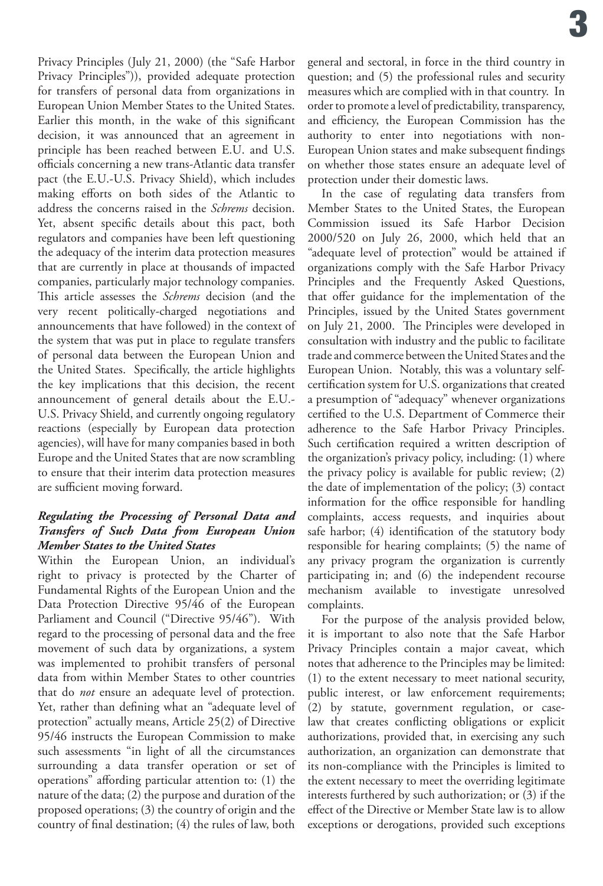Privacy Principles (July 21, 2000) (the "Safe Harbor Privacy Principles")), provided adequate protection for transfers of personal data from organizations in European Union Member States to the United States. Earlier this month, in the wake of this significant decision, it was announced that an agreement in principle has been reached between E.U. and U.S. officials concerning a new trans-Atlantic data transfer pact (the E.U.-U.S. Privacy Shield), which includes making efforts on both sides of the Atlantic to address the concerns raised in the *Schrems* decision. Yet, absent specific details about this pact, both regulators and companies have been left questioning the adequacy of the interim data protection measures that are currently in place at thousands of impacted companies, particularly major technology companies. This article assesses the *Schrems* decision (and the very recent politically-charged negotiations and announcements that have followed) in the context of the system that was put in place to regulate transfers of personal data between the European Union and the United States. Specifically, the article highlights the key implications that this decision, the recent announcement of general details about the E.U.-U.S. Privacy Shield, and currently ongoing regulatory reactions (especially by European data protection agencies), will have for many companies based in both Europe and the United States that are now scrambling to ensure that their interim data protection measures are sufficient moving forward.

### *Regulating the Processing of Personal Data and Transfers of Such Data from European Union Member States to the United States*

Within the European Union, an individual's right to privacy is protected by the Charter of Fundamental Rights of the European Union and the Data Protection Directive 95/46 of the European Parliament and Council ("Directive 95/46"). With regard to the processing of personal data and the free movement of such data by organizations, a system was implemented to prohibit transfers of personal data from within Member States to other countries that do *not* ensure an adequate level of protection. Yet, rather than defining what an "adequate level of protection" actually means, Article 25(2) of Directive 95/46 instructs the European Commission to make such assessments "in light of all the circumstances surrounding a data transfer operation or set of operations" affording particular attention to: (1) the nature of the data; (2) the purpose and duration of the proposed operations; (3) the country of origin and the country of final destination; (4) the rules of law, both general and sectoral, in force in the third country in question; and (5) the professional rules and security measures which are complied with in that country. In order to promote a level of predictability, transparency, and efficiency, the European Commission has the authority to enter into negotiations with non-European Union states and make subsequent findings on whether those states ensure an adequate level of protection under their domestic laws.

In the case of regulating data transfers from Member States to the United States, the European Commission issued its Safe Harbor Decision 2000/520 on July 26, 2000, which held that an "adequate level of protection" would be attained if organizations comply with the Safe Harbor Privacy Principles and the Frequently Asked Questions, that offer guidance for the implementation of the Principles, issued by the United States government on July 21, 2000. The Principles were developed in consultation with industry and the public to facilitate trade and commerce between the United States and the European Union. Notably, this was a voluntary self-certification system for U.S. organizations that created a presumption of "adequacy" whenever organizations certified to the U.S. Department of Commerce their adherence to the Safe Harbor Privacy Principles. Such certification required a written description of the organization's privacy policy, including: (1) where the privacy policy is available for public review; (2) the date of implementation of the policy; (3) contact information for the office responsible for handling complaints, access requests, and inquiries about safe harbor; (4) identification of the statutory body responsible for hearing complaints; (5) the name of any privacy program the organization is currently participating in; and (6) the independent recourse mechanism available to investigate unresolved complaints.

For the purpose of the analysis provided below, it is important to also note that the Safe Harbor Privacy Principles contain a major caveat, which notes that adherence to the Principles may be limited: (1) to the extent necessary to meet national security, public interest, or law enforcement requirements; (2) by statute, government regulation, or case-law that creates conflicting obligations or explicit authorizations, provided that, in exercising any such authorization, an organization can demonstrate that its non-compliance with the Principles is limited to the extent necessary to meet the overriding legitimate interests furthered by such authorization; or (3) if the effect of the Directive or Member State law is to allow exceptions or derogations, provided such exceptions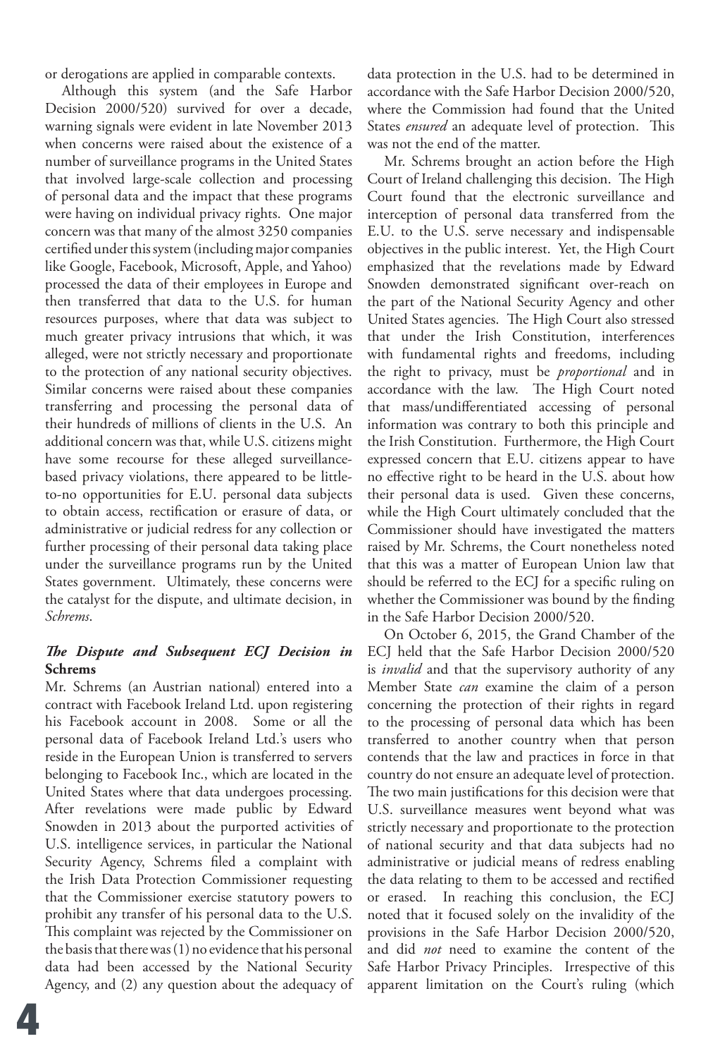or derogations are applied in comparable contexts.

Although this system (and the Safe Harbor Decision 2000/520) survived for over a decade, warning signals were evident in late November 2013 when concerns were raised about the existence of a number of surveillance programs in the United States that involved large-scale collection and processing of personal data and the impact that these programs were having on individual privacy rights. One major concern was that many of the almost 3250 companies certified under this system (including major companies like Google, Facebook, Microsoft, Apple, and Yahoo) processed the data of their employees in Europe and then transferred that data to the U.S. for human resources purposes, where that data was subject to much greater privacy intrusions that which, it was alleged, were not strictly necessary and proportionate to the protection of any national security objectives. Similar concerns were raised about these companies transferring and processing the personal data of their hundreds of millions of clients in the U.S. An additional concern was that, while U.S. citizens might have some recourse for these alleged surveillance-based privacy violations, there appeared to be little-to-no opportunities for E.U. personal data subjects to obtain access, rectification or erasure of data, or administrative or judicial redress for any collection or further processing of their personal data taking place under the surveillance programs run by the United States government. Ultimately, these concerns were the catalyst for the dispute, and ultimate decision, in *Schrems*.

### *The Dispute and Subsequent ECJ Decision in* **Schrems**

Mr. Schrems (an Austrian national) entered into a contract with Facebook Ireland Ltd. upon registering his Facebook account in 2008. Some or all the personal data of Facebook Ireland Ltd.'s users who reside in the European Union is transferred to servers belonging to Facebook Inc., which are located in the United States where that data undergoes processing. After revelations were made public by Edward Snowden in 2013 about the purported activities of U.S. intelligence services, in particular the National Security Agency, Schrems filed a complaint with the Irish Data Protection Commissioner requesting that the Commissioner exercise statutory powers to prohibit any transfer of his personal data to the U.S. This complaint was rejected by the Commissioner on the basis that there was (1) no evidence that his personal data had been accessed by the National Security Agency, and (2) any question about the adequacy of data protection in the U.S. had to be determined in accordance with the Safe Harbor Decision 2000/520, where the Commission had found that the United States *ensured* an adequate level of protection. This was not the end of the matter.

Mr. Schrems brought an action before the High Court of Ireland challenging this decision. The High Court found that the electronic surveillance and interception of personal data transferred from the E.U. to the U.S. serve necessary and indispensable objectives in the public interest. Yet, the High Court emphasized that the revelations made by Edward Snowden demonstrated significant over-reach on the part of the National Security Agency and other United States agencies. The High Court also stressed that under the Irish Constitution, interferences with fundamental rights and freedoms, including the right to privacy, must be *proportional* and in accordance with the law. The High Court noted that mass/undifferentiated accessing of personal information was contrary to both this principle and the Irish Constitution. Furthermore, the High Court expressed concern that E.U. citizens appear to have no effective right to be heard in the U.S. about how their personal data is used. Given these concerns, while the High Court ultimately concluded that the Commissioner should have investigated the matters raised by Mr. Schrems, the Court nonetheless noted that this was a matter of European Union law that should be referred to the ECJ for a specific ruling on whether the Commissioner was bound by the finding in the Safe Harbor Decision 2000/520.

On October 6, 2015, the Grand Chamber of the ECJ held that the Safe Harbor Decision 2000/520 is *invalid* and that the supervisory authority of any Member State *can* examine the claim of a person concerning the protection of their rights in regard to the processing of personal data which has been transferred to another country when that person contends that the law and practices in force in that country do not ensure an adequate level of protection. The two main justifications for this decision were that U.S. surveillance measures went beyond what was strictly necessary and proportionate to the protection of national security and that data subjects had no administrative or judicial means of redress enabling the data relating to them to be accessed and rectified or erased. In reaching this conclusion, the ECJ noted that it focused solely on the invalidity of the provisions in the Safe Harbor Decision 2000/520, and did *not* need to examine the content of the Safe Harbor Privacy Principles. Irrespective of this apparent limitation on the Court's ruling (which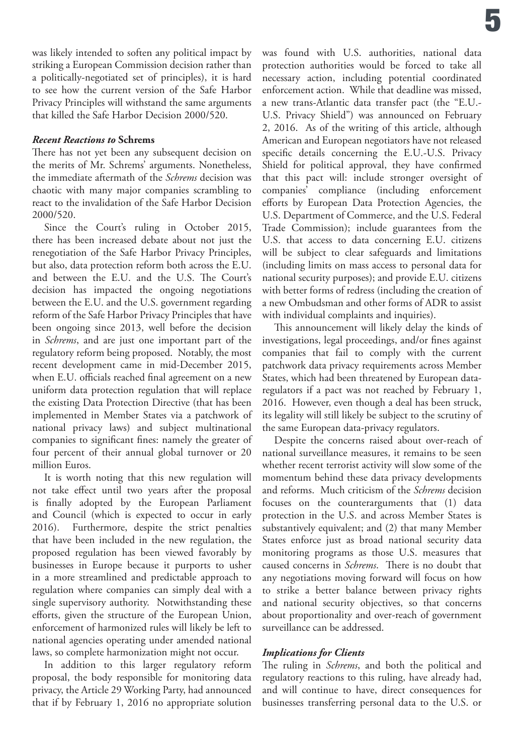was likely intended to soften any political impact by striking a European Commission decision rather than a politically-negotiated set of principles), it is hard to see how the current version of the Safe Harbor Privacy Principles will withstand the same arguments that killed the Safe Harbor Decision 2000/520.

### *Recent Reactions to* Schrems

There has not yet been any subsequent decision on the merits of Mr. Schrems' arguments. Nonetheless, the immediate aftermath of the *Schrems* decision was chaotic with many major companies scrambling to react to the invalidation of the Safe Harbor Decision 2000/520.

Since the Court's ruling in October 2015, there has been increased debate about not just the renegotiation of the Safe Harbor Privacy Principles, but also, data protection reform both across the E.U. and between the E.U. and the U.S. The Court's decision has impacted the ongoing negotiations between the E.U. and the U.S. government regarding reform of the Safe Harbor Privacy Principles that have been ongoing since 2013, well before the decision in *Schrems*, and are just one important part of the regulatory reform being proposed. Notably, the most recent development came in mid-December 2015, when E.U. officials reached final agreement on a new uniform data protection regulation that will replace the existing Data Protection Directive (that has been implemented in Member States via a patchwork of national privacy laws) and subject multinational companies to significant fines: namely the greater of four percent of their annual global turnover or 20 million Euros.

It is worth noting that this new regulation will not take effect until two years after the proposal is finally adopted by the European Parliament and Council (which is expected to occur in early 2016). Furthermore, despite the strict penalties that have been included in the new regulation, the proposed regulation has been viewed favorably by businesses in Europe because it purports to usher in a more streamlined and predictable approach to regulation where companies can simply deal with a single supervisory authority. Notwithstanding these efforts, given the structure of the European Union, enforcement of harmonized rules will likely be left to national agencies operating under amended national laws, so complete harmonization might not occur.

In addition to this larger regulatory reform proposal, the body responsible for monitoring data privacy, the Article 29 Working Party, had announced that if by February 1, 2016 no appropriate solution was found with U.S. authorities, national data protection authorities would be forced to take all necessary action, including potential coordinated enforcement action. While that deadline was missed, a new trans-Atlantic data transfer pact (the "E.U.-U.S. Privacy Shield") was announced on February 2, 2016. As of the writing of this article, although American and European negotiators have not released specific details concerning the E.U.-U.S. Privacy Shield for political approval, they have confirmed that this pact will: include stronger oversight of companies' compliance (including enforcement efforts by European Data Protection Agencies, the U.S. Department of Commerce, and the U.S. Federal Trade Commission); include guarantees from the U.S. that access to data concerning E.U. citizens will be subject to clear safeguards and limitations (including limits on mass access to personal data for national security purposes); and provide E.U. citizens with better forms of redress (including the creation of a new Ombudsman and other forms of ADR to assist with individual complaints and inquiries).

This announcement will likely delay the kinds of investigations, legal proceedings, and/or fines against companies that fail to comply with the current patchwork data privacy requirements across Member States, which had been threatened by European data-regulators if a pact was not reached by February 1, 2016. However, even though a deal has been struck, its legality will still likely be subject to the scrutiny of the same European data-privacy regulators.

Despite the concerns raised about over-reach of national surveillance measures, it remains to be seen whether recent terrorist activity will slow some of the momentum behind these data privacy developments and reforms. Much criticism of the *Schrems* decision focuses on the counterarguments that (1) data protection in the U.S. and across Member States is substantively equivalent; and (2) that many Member States enforce just as broad national security data monitoring programs as those U.S. measures that caused concerns in *Schrems*. There is no doubt that any negotiations moving forward will focus on how to strike a better balance between privacy rights and national security objectives, so that concerns about proportionality and over-reach of government surveillance can be addressed.

### *Implications for Clients*

The ruling in *Schrems*, and both the political and regulatory reactions to this ruling, have already had, and will continue to have, direct consequences for businesses transferring personal data to the U.S. or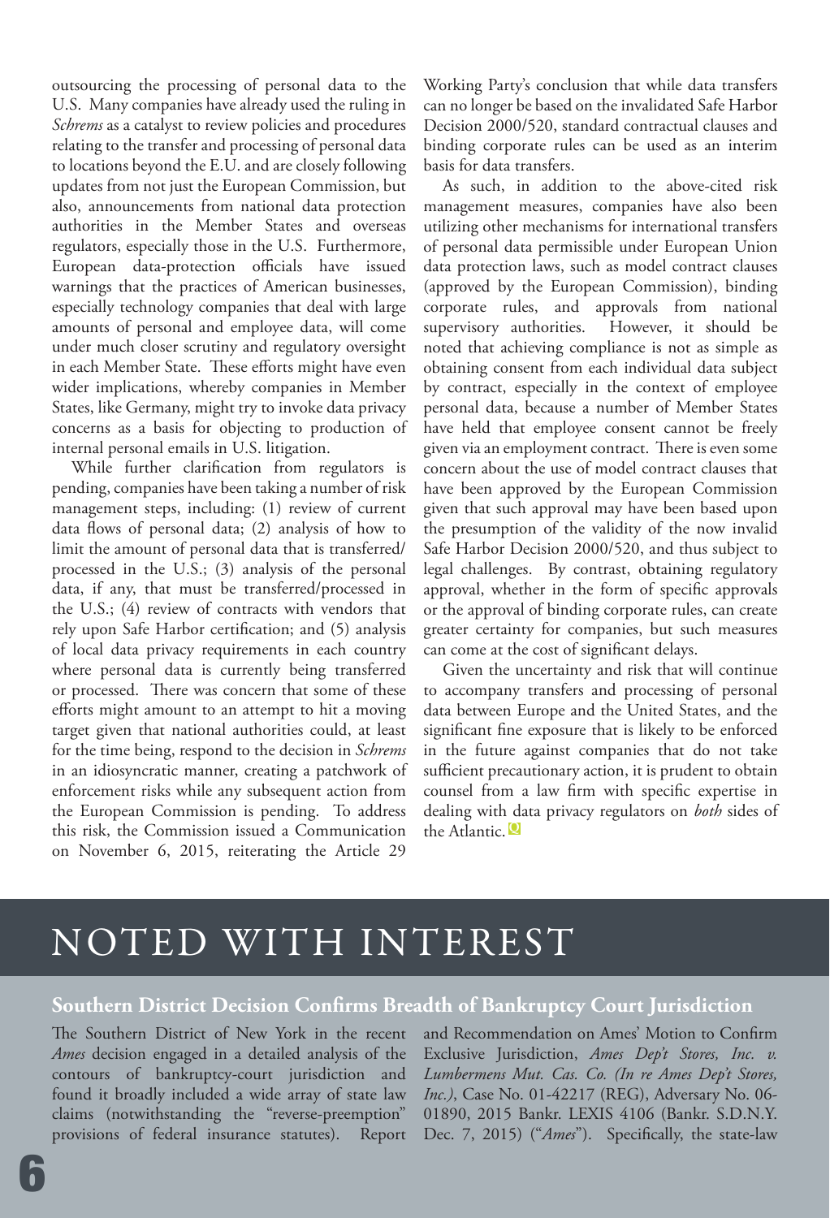outsourcing the processing of personal data to the U.S. Many companies have already used the ruling in *Schrems* as a catalyst to review policies and procedures relating to the transfer and processing of personal data to locations beyond the E.U. and are closely following updates from not just the European Commission, but also, announcements from national data protection authorities in the Member States and overseas regulators, especially those in the U.S. Furthermore, European data-protection officials have issued warnings that the practices of American businesses, especially technology companies that deal with large amounts of personal and employee data, will come under much closer scrutiny and regulatory oversight in each Member State. These efforts might have even wider implications, whereby companies in Member States, like Germany, might try to invoke data privacy concerns as a basis for objecting to production of internal personal emails in U.S. litigation.

While further clarification from regulators is pending, companies have been taking a number of risk management steps, including: (1) review of current data flows of personal data; (2) analysis of how to limit the amount of personal data that is transferred/processed in the U.S.; (3) analysis of the personal data, if any, that must be transferred/processed in the U.S.; (4) review of contracts with vendors that rely upon Safe Harbor certification; and (5) analysis of local data privacy requirements in each country where personal data is currently being transferred or processed. There was concern that some of these efforts might amount to an attempt to hit a moving target given that national authorities could, at least for the time being, respond to the decision in *Schrems* in an idiosyncratic manner, creating a patchwork of enforcement risks while any subsequent action from the European Commission is pending. To address this risk, the Commission issued a Communication on November 6, 2015, reiterating the Article 29 Working Party's conclusion that while data transfers can no longer be based on the invalidated Safe Harbor Decision 2000/520, standard contractual clauses and binding corporate rules can be used as an interim basis for data transfers.

As such, in addition to the above-cited risk management measures, companies have also been utilizing other mechanisms for international transfers of personal data permissible under European Union data protection laws, such as model contract clauses (approved by the European Commission), binding corporate rules, and approvals from national supervisory authorities. However, it should be noted that achieving compliance is not as simple as obtaining consent from each individual data subject by contract, especially in the context of employee personal data, because a number of Member States have held that employee consent cannot be freely given via an employment contract. There is even some concern about the use of model contract clauses that have been approved by the European Commission given that such approval may have been based upon the presumption of the validity of the now invalid Safe Harbor Decision 2000/520, and thus subject to legal challenges. By contrast, obtaining regulatory approval, whether in the form of specific approvals or the approval of binding corporate rules, can create greater certainty for companies, but such measures can come at the cost of significant delays.

Given the uncertainty and risk that will continue to accompany transfers and processing of personal data between Europe and the United States, and the significant fine exposure that is likely to be enforced in the future against companies that do not take sufficient precautionary action, it is prudent to obtain counsel from a law firm with specific expertise in dealing with data privacy regulators on *both* sides of the Atlantic.

# NOTED WITH INTEREST

## Southern District Decision Confirms Breadth of Bankruptcy Court Jurisdiction

The Southern District of New York in the recent *Ames* decision engaged in a detailed analysis of the contours of bankruptcy-court jurisdiction and found it broadly included a wide array of state law claims (notwithstanding the "reverse-preemption" provisions of federal insurance statutes). Report and Recommendation on Ames' Motion to Confirm Exclusive Jurisdiction, *Ames Dep't Stores, Inc. v. Lumbermens Mut. Cas. Co. (In re Ames Dep't Stores, Inc.)*, Case No. 01-42217 (REG), Adversary No. 06-01890, 2015 Bankr. LEXIS 4106 (Bankr. S.D.N.Y. Dec. 7, 2015) ("*Ames*"). Specifically, the state-law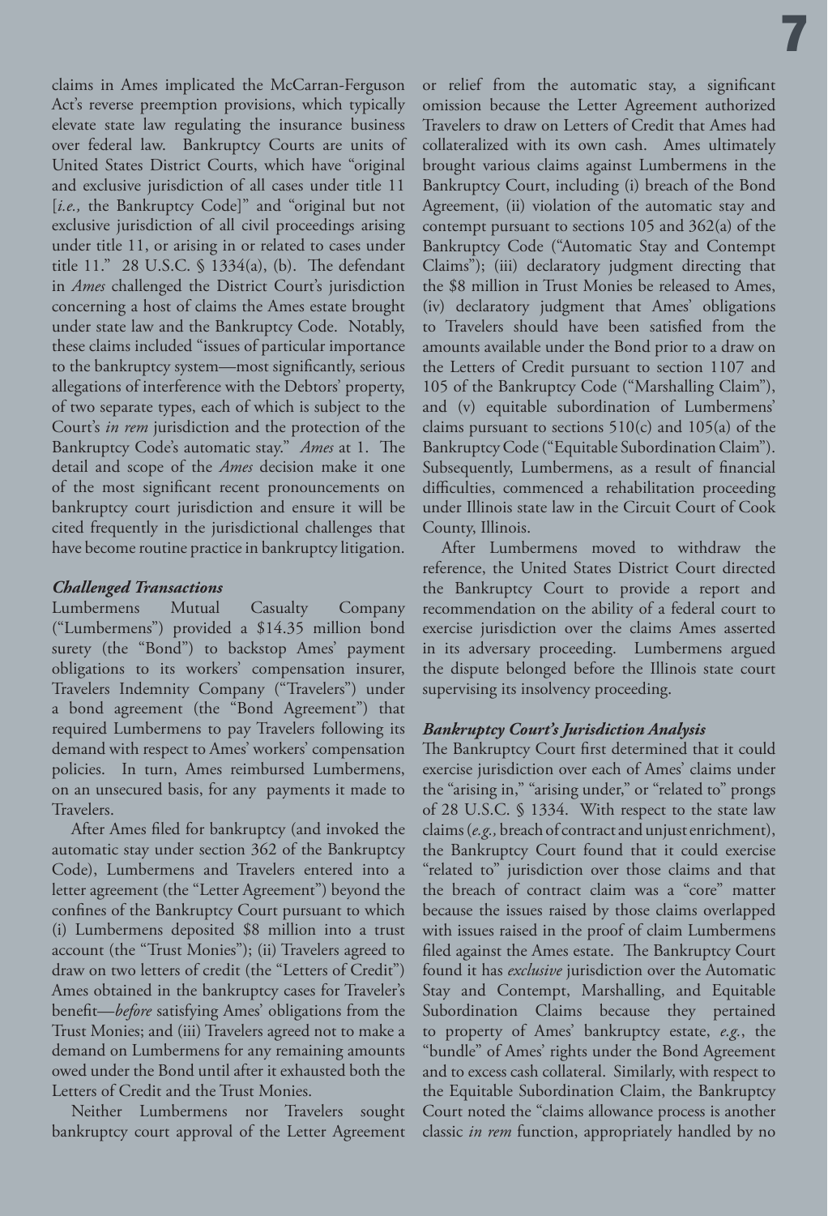claims in Ames implicated the McCarran-Ferguson Act's reverse preemption provisions, which typically elevate state law regulating the insurance business over federal law. Bankruptcy Courts are units of United States District Courts, which have "original and exclusive jurisdiction of all cases under title 11 [*i.e.,* the Bankruptcy Code]" and "original but not exclusive jurisdiction of all civil proceedings arising under title 11, or arising in or related to cases under title 11." 28 U.S.C. § 1334(a), (b). The defendant in *Ames* challenged the District Court's jurisdiction concerning a host of claims the Ames estate brought under state law and the Bankruptcy Code. Notably, these claims included "issues of particular importance to the bankruptcy system—most significantly, serious allegations of interference with the Debtors' property, of two separate types, each of which is subject to the Court's *in rem* jurisdiction and the protection of the Bankruptcy Code's automatic stay." *Ames* at 1. The detail and scope of the *Ames* decision make it one of the most significant recent pronouncements on bankruptcy court jurisdiction and ensure it will be cited frequently in the jurisdictional challenges that have become routine practice in bankruptcy litigation.

### *Challenged Transactions*

Lumbermens Mutual Casualty Company ("Lumbermens") provided a $14.35 million bond surety (the "Bond") to backstop Ames' payment obligations to its workers' compensation insurer, Travelers Indemnity Company ("Travelers") under a bond agreement (the "Bond Agreement") that required Lumbermens to pay Travelers following its demand with respect to Ames' workers' compensation policies. In turn, Ames reimbursed Lumbermens, on an unsecured basis, for any payments it made to Travelers.

After Ames filed for bankruptcy (and invoked the automatic stay under section 362 of the Bankruptcy Code), Lumbermens and Travelers entered into a letter agreement (the "Letter Agreement") beyond the confines of the Bankruptcy Court pursuant to which (i) Lumbermens deposited $8 million into a trust account (the "Trust Monies"); (ii) Travelers agreed to draw on two letters of credit (the "Letters of Credit") Ames obtained in the bankruptcy cases for Traveler's benefit—*before* satisfying Ames' obligations from the Trust Monies; and (iii) Travelers agreed not to make a demand on Lumbermens for any remaining amounts owed under the Bond until after it exhausted both the Letters of Credit and the Trust Monies.

Neither Lumbermens nor Travelers sought bankruptcy court approval of the Letter Agreement or relief from the automatic stay, a significant omission because the Letter Agreement authorized Travelers to draw on Letters of Credit that Ames had collateralized with its own cash. Ames ultimately brought various claims against Lumbermens in the Bankruptcy Court, including (i) breach of the Bond Agreement, (ii) violation of the automatic stay and contempt pursuant to sections 105 and 362(a) of the Bankruptcy Code ("Automatic Stay and Contempt Claims"); (iii) declaratory judgment directing that the $8 million in Trust Monies be released to Ames, (iv) declaratory judgment that Ames' obligations to Travelers should have been satisfied from the amounts available under the Bond prior to a draw on the Letters of Credit pursuant to section 1107 and 105 of the Bankruptcy Code ("Marshalling Claim"), and (v) equitable subordination of Lumbermens' claims pursuant to sections 510(c) and 105(a) of the Bankruptcy Code ("Equitable Subordination Claim"). Subsequently, Lumbermens, as a result of financial difficulties, commenced a rehabilitation proceeding under Illinois state law in the Circuit Court of Cook County, Illinois.

After Lumbermens moved to withdraw the reference, the United States District Court directed the Bankruptcy Court to provide a report and recommendation on the ability of a federal court to exercise jurisdiction over the claims Ames asserted in its adversary proceeding. Lumbermens argued the dispute belonged before the Illinois state court supervising its insolvency proceeding.

### *Bankruptcy Court's Jurisdiction Analysis*

The Bankruptcy Court first determined that it could exercise jurisdiction over each of Ames' claims under the "arising in," "arising under," or "related to" prongs of 28 U.S.C. § 1334. With respect to the state law claims (*e.g.,* breach of contract and unjust enrichment), the Bankruptcy Court found that it could exercise "related to" jurisdiction over those claims and that the breach of contract claim was a "core" matter because the issues raised by those claims overlapped with issues raised in the proof of claim Lumbermens filed against the Ames estate. The Bankruptcy Court found it has *exclusive* jurisdiction over the Automatic Stay and Contempt, Marshalling, and Equitable Subordination Claims because they pertained to property of Ames' bankruptcy estate, *e.g.*, the "bundle" of Ames' rights under the Bond Agreement and to excess cash collateral. Similarly, with respect to the Equitable Subordination Claim, the Bankruptcy Court noted the "claims allowance process is another classic *in rem* function, appropriately handled by no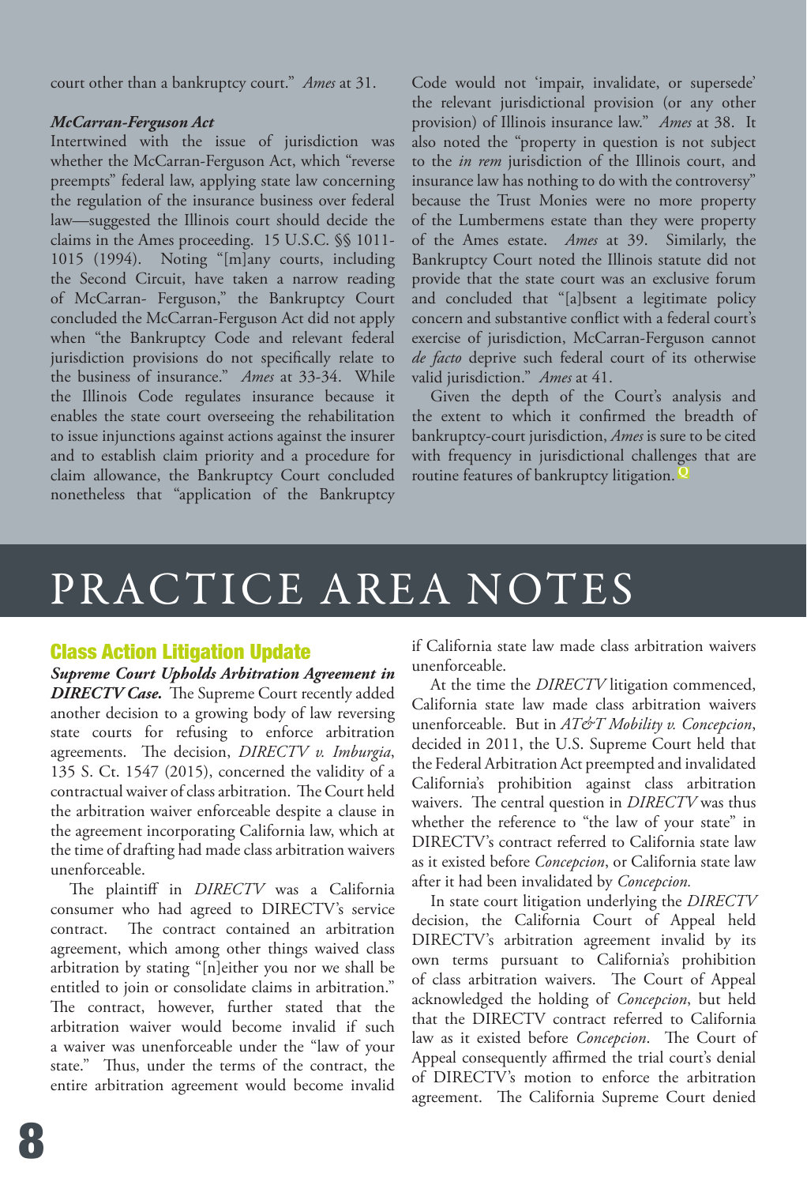court other than a bankruptcy court." *Ames* at 31.

***McCarran-Ferguson Act***

Intertwined with the issue of jurisdiction was whether the McCarran-Ferguson Act, which "reverse preempts" federal law, applying state law concerning the regulation of the insurance business over federal law—suggested the Illinois court should decide the claims in the Ames proceeding. 15 U.S.C. §§ 1011-1015 (1994). Noting "[m]any courts, including the Second Circuit, have taken a narrow reading of McCarran- Ferguson," the Bankruptcy Court concluded the McCarran-Ferguson Act did not apply when "the Bankruptcy Code and relevant federal jurisdiction provisions do not specifically relate to the business of insurance." *Ames* at 33-34. While the Illinois Code regulates insurance because it enables the state court overseeing the rehabilitation to issue injunctions against actions against the insurer and to establish claim priority and a procedure for claim allowance, the Bankruptcy Court concluded nonetheless that "application of the Bankruptcy Code would not 'impair, invalidate, or supersede' the relevant jurisdictional provision (or any other provision) of Illinois insurance law." *Ames* at 38. It also noted the "property in question is not subject to the *in rem* jurisdiction of the Illinois court, and insurance law has nothing to do with the controversy" because the Trust Monies were no more property of the Lumbermens estate than they were property of the Ames estate. *Ames* at 39. Similarly, the Bankruptcy Court noted the Illinois statute did not provide that the state court was an exclusive forum and concluded that "[a]bsent a legitimate policy concern and substantive conflict with a federal court's exercise of jurisdiction, McCarran-Ferguson cannot *de facto* deprive such federal court of its otherwise valid jurisdiction." *Ames* at 41.

Given the depth of the Court's analysis and the extent to which it confirmed the breadth of bankruptcy-court jurisdiction, *Ames* is sure to be cited with frequency in jurisdictional challenges that are routine features of bankruptcy litigation.

# PRACTICE AREA NOTES

## Class Action Litigation Update

***Supreme Court Upholds Arbitration Agreement in DIRECTV Case.*** The Supreme Court recently added another decision to a growing body of law reversing state courts for refusing to enforce arbitration agreements. The decision, *DIRECTV v. Imburgia*, 135 S. Ct. 1547 (2015), concerned the validity of a contractual waiver of class arbitration. The Court held the arbitration waiver enforceable despite a clause in the agreement incorporating California law, which at the time of drafting had made class arbitration waivers unenforceable.

The plaintiff in *DIRECTV* was a California consumer who had agreed to DIRECTV's service contract. The contract contained an arbitration agreement, which among other things waived class arbitration by stating "[n]either you nor we shall be entitled to join or consolidate claims in arbitration." The contract, however, further stated that the arbitration waiver would become invalid if such a waiver was unenforceable under the "law of your state." Thus, under the terms of the contract, the entire arbitration agreement would become invalid if California state law made class arbitration waivers unenforceable.

At the time the *DIRECTV* litigation commenced, California state law made class arbitration waivers unenforceable. But in *AT&T Mobility v. Concepcion*, decided in 2011, the U.S. Supreme Court held that the Federal Arbitration Act preempted and invalidated California's prohibition against class arbitration waivers. The central question in *DIRECTV* was thus whether the reference to "the law of your state" in DIRECTV's contract referred to California state law as it existed before *Concepcion*, or California state law after it had been invalidated by *Concepcion.*

In state court litigation underlying the *DIRECTV* decision, the California Court of Appeal held DIRECTV's arbitration agreement invalid by its own terms pursuant to California's prohibition of class arbitration waivers. The Court of Appeal acknowledged the holding of *Concepcion*, but held that the DIRECTV contract referred to California law as it existed before *Concepcion*. The Court of Appeal consequently affirmed the trial court's denial of DIRECTV's motion to enforce the arbitration agreement. The California Supreme Court denied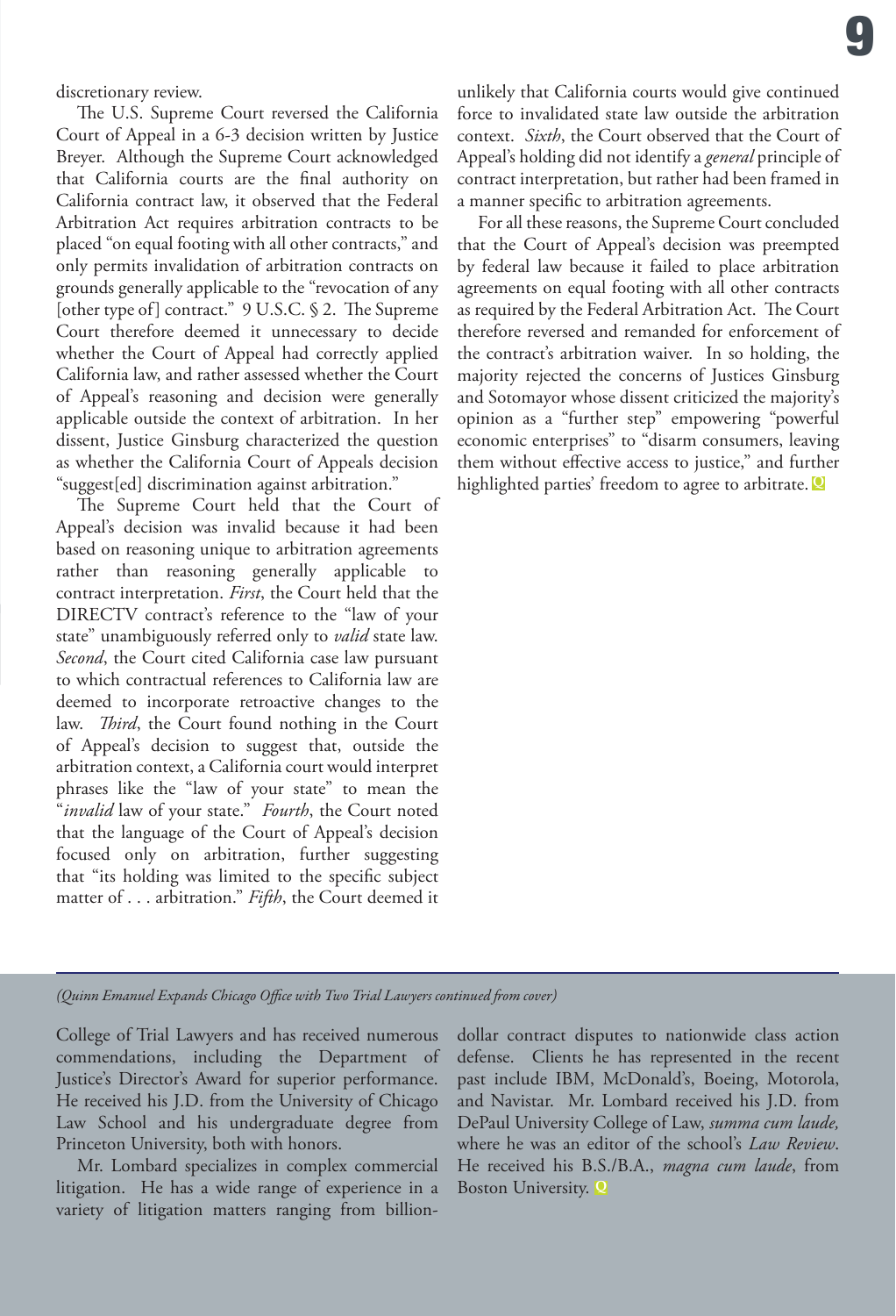discretionary review.

The U.S. Supreme Court reversed the California Court of Appeal in a 6-3 decision written by Justice Breyer. Although the Supreme Court acknowledged that California courts are the final authority on California contract law, it observed that the Federal Arbitration Act requires arbitration contracts to be placed "on equal footing with all other contracts," and only permits invalidation of arbitration contracts on grounds generally applicable to the "revocation of any [other type of] contract." 9 U.S.C. § 2. The Supreme Court therefore deemed it unnecessary to decide whether the Court of Appeal had correctly applied California law, and rather assessed whether the Court of Appeal's reasoning and decision were generally applicable outside the context of arbitration. In her dissent, Justice Ginsburg characterized the question as whether the California Court of Appeals decision "suggest[ed] discrimination against arbitration."

The Supreme Court held that the Court of Appeal's decision was invalid because it had been based on reasoning unique to arbitration agreements rather than reasoning generally applicable to contract interpretation. *First*, the Court held that the DIRECTV contract's reference to the "law of your state" unambiguously referred only to *valid* state law. *Second*, the Court cited California case law pursuant to which contractual references to California law are deemed to incorporate retroactive changes to the law. *Third*, the Court found nothing in the Court of Appeal's decision to suggest that, outside the arbitration context, a California court would interpret phrases like the "law of your state" to mean the "*invalid* law of your state." *Fourth*, the Court noted that the language of the Court of Appeal's decision focused only on arbitration, further suggesting that "its holding was limited to the specific subject matter of . . . arbitration." *Fifth*, the Court deemed it unlikely that California courts would give continued force to invalidated state law outside the arbitration context. *Sixth*, the Court observed that the Court of Appeal's holding did not identify a *general* principle of contract interpretation, but rather had been framed in a manner specific to arbitration agreements.

For all these reasons, the Supreme Court concluded that the Court of Appeal's decision was preempted by federal law because it failed to place arbitration agreements on equal footing with all other contracts as required by the Federal Arbitration Act. The Court therefore reversed and remanded for enforcement of the contract's arbitration waiver. In so holding, the majority rejected the concerns of Justices Ginsburg and Sotomayor whose dissent criticized the majority's opinion as a "further step" empowering "powerful economic enterprises" to "disarm consumers, leaving them without effective access to justice," and further highlighted parties' freedom to agree to arbitrate.

*(Quinn Emanuel Expands Chicago Office with Two Trial Lawyers continued from cover)*

College of Trial Lawyers and has received numerous commendations, including the Department of Justice's Director's Award for superior performance. He received his J.D. from the University of Chicago Law School and his undergraduate degree from Princeton University, both with honors.

Mr. Lombard specializes in complex commercial litigation. He has a wide range of experience in a variety of litigation matters ranging from billion-dollar contract disputes to nationwide class action defense. Clients he has represented in the recent past include IBM, McDonald's, Boeing, Motorola, and Navistar. Mr. Lombard received his J.D. from DePaul University College of Law, *summa cum laude,* where he was an editor of the school's *Law Review*. He received his B.S./B.A., *magna cum laude*, from Boston University.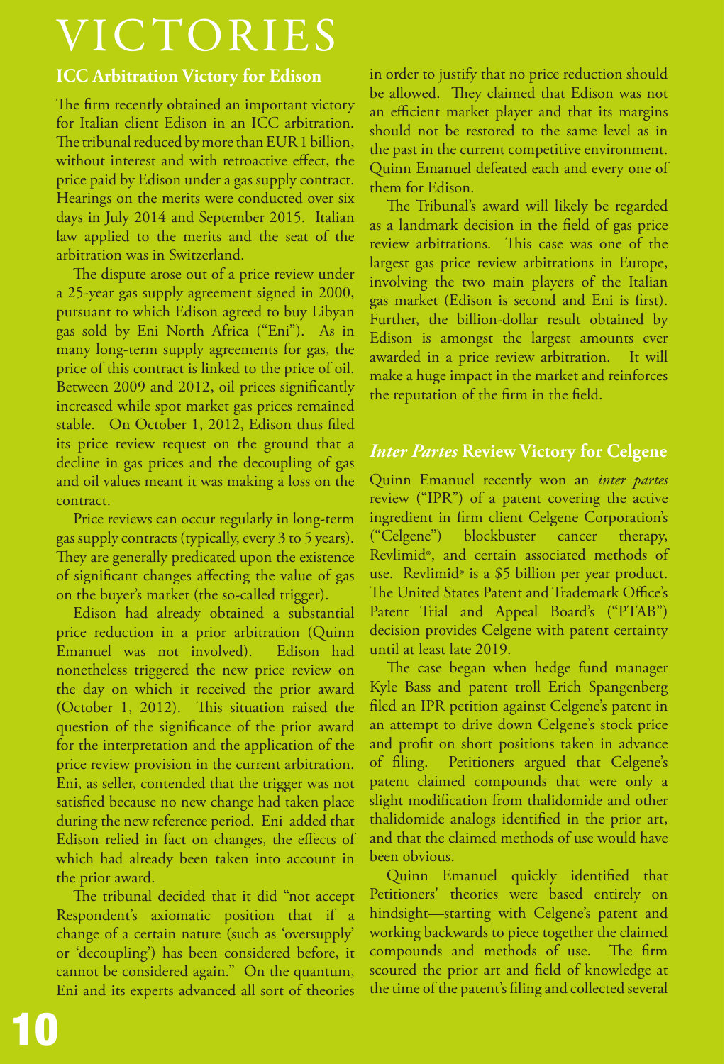# VICTORIES

## ICC Arbitration Victory for Edison

The firm recently obtained an important victory for Italian client Edison in an ICC arbitration. The tribunal reduced by more than EUR 1 billion, without interest and with retroactive effect, the price paid by Edison under a gas supply contract. Hearings on the merits were conducted over six days in July 2014 and September 2015. Italian law applied to the merits and the seat of the arbitration was in Switzerland.

The dispute arose out of a price review under a 25-year gas supply agreement signed in 2000, pursuant to which Edison agreed to buy Libyan gas sold by Eni North Africa ("Eni"). As in many long-term supply agreements for gas, the price of this contract is linked to the price of oil. Between 2009 and 2012, oil prices significantly increased while spot market gas prices remained stable. On October 1, 2012, Edison thus filed its price review request on the ground that a decline in gas prices and the decoupling of gas and oil values meant it was making a loss on the contract.

Price reviews can occur regularly in long-term gas supply contracts (typically, every 3 to 5 years). They are generally predicated upon the existence of significant changes affecting the value of gas on the buyer's market (the so-called trigger).

Edison had already obtained a substantial price reduction in a prior arbitration (Quinn Emanuel was not involved). Edison had nonetheless triggered the new price review on the day on which it received the prior award (October 1, 2012). This situation raised the question of the significance of the prior award for the interpretation and the application of the price review provision in the current arbitration. Eni, as seller, contended that the trigger was not satisfied because no new change had taken place during the new reference period. Eni added that Edison relied in fact on changes, the effects of which had already been taken into account in the prior award.

The tribunal decided that it did "not accept Respondent's axiomatic position that if a change of a certain nature (such as 'oversupply' or 'decoupling') has been considered before, it cannot be considered again." On the quantum, Eni and its experts advanced all sort of theories in order to justify that no price reduction should be allowed. They claimed that Edison was not an efficient market player and that its margins should not be restored to the same level as in the past in the current competitive environment. Quinn Emanuel defeated each and every one of them for Edison.

The Tribunal's award will likely be regarded as a landmark decision in the field of gas price review arbitrations. This case was one of the largest gas price review arbitrations in Europe, involving the two main players of the Italian gas market (Edison is second and Eni is first). Further, the billion-dollar result obtained by Edison is amongst the largest amounts ever awarded in a price review arbitration. It will make a huge impact in the market and reinforces the reputation of the firm in the field.

## *Inter Partes* Review Victory for Celgene

Quinn Emanuel recently won an *inter partes* review ("IPR") of a patent covering the active ingredient in firm client Celgene Corporation's ("Celgene") blockbuster cancer therapy, Revlimid®, and certain associated methods of use. Revlimid® is a $5 billion per year product. The United States Patent and Trademark Office's Patent Trial and Appeal Board's ("PTAB") decision provides Celgene with patent certainty until at least late 2019.

The case began when hedge fund manager Kyle Bass and patent troll Erich Spangenberg filed an IPR petition against Celgene's patent in an attempt to drive down Celgene's stock price and profit on short positions taken in advance of filing. Petitioners argued that Celgene's patent claimed compounds that were only a slight modification from thalidomide and other thalidomide analogs identified in the prior art, and that the claimed methods of use would have been obvious.

Quinn Emanuel quickly identified that Petitioners' theories were based entirely on hindsight—starting with Celgene's patent and working backwards to piece together the claimed compounds and methods of use. The firm scoured the prior art and field of knowledge at the time of the patent's filing and collected several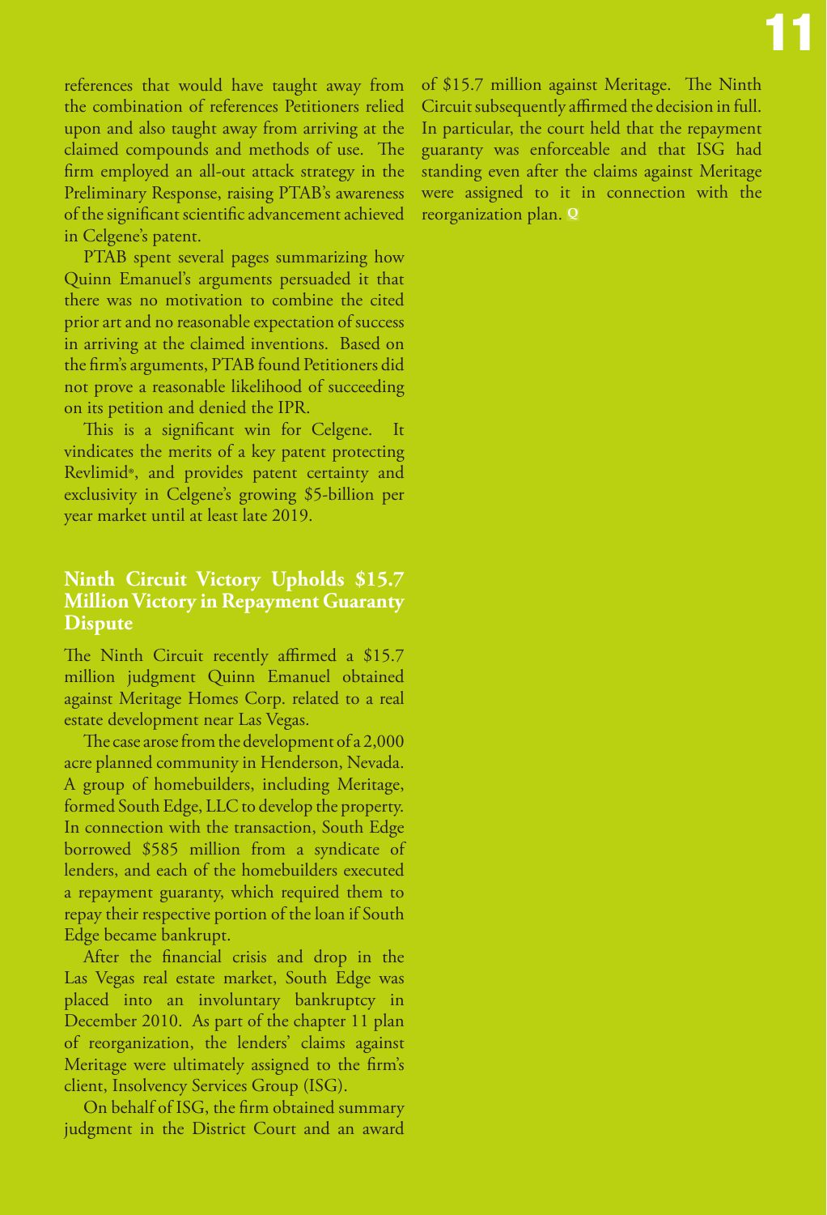references that would have taught away from the combination of references Petitioners relied upon and also taught away from arriving at the claimed compounds and methods of use. The firm employed an all-out attack strategy in the Preliminary Response, raising PTAB's awareness of the significant scientific advancement achieved in Celgene's patent.

PTAB spent several pages summarizing how Quinn Emanuel's arguments persuaded it that there was no motivation to combine the cited prior art and no reasonable expectation of success in arriving at the claimed inventions. Based on the firm's arguments, PTAB found Petitioners did not prove a reasonable likelihood of succeeding on its petition and denied the IPR.

This is a significant win for Celgene. It vindicates the merits of a key patent protecting Revlimid®, and provides patent certainty and exclusivity in Celgene's growing $5-billion per year market until at least late 2019.

## Ninth Circuit Victory Upholds $15.7 Million Victory in Repayment Guaranty Dispute

The Ninth Circuit recently affirmed a $15.7 million judgment Quinn Emanuel obtained against Meritage Homes Corp. related to a real estate development near Las Vegas.

The case arose from the development of a 2,000 acre planned community in Henderson, Nevada. A group of homebuilders, including Meritage, formed South Edge, LLC to develop the property. In connection with the transaction, South Edge borrowed $585 million from a syndicate of lenders, and each of the homebuilders executed a repayment guaranty, which required them to repay their respective portion of the loan if South Edge became bankrupt.

After the financial crisis and drop in the Las Vegas real estate market, South Edge was placed into an involuntary bankruptcy in December 2010. As part of the chapter 11 plan of reorganization, the lenders' claims against Meritage were ultimately assigned to the firm's client, Insolvency Services Group (ISG).

On behalf of ISG, the firm obtained summary judgment in the District Court and an award of $15.7 million against Meritage. The Ninth Circuit subsequently affirmed the decision in full. In particular, the court held that the repayment guaranty was enforceable and that ISG had standing even after the claims against Meritage were assigned to it in connection with the reorganization plan. Q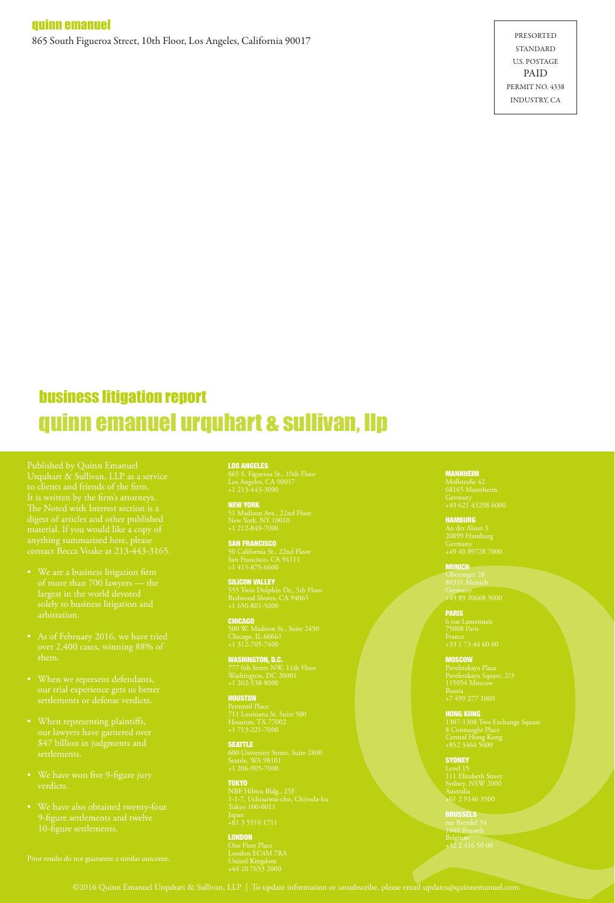quinn emanuel

865 South Figueroa Street, 10th Floor, Los Angeles, California 90017

PRESORTED
STANDARD
U.S. POSTAGE
PAID
PERMIT NO. 4338
INDUSTRY, CA

## business litigation report

# quinn emanuel urquhart & sullivan, llp

Published by Quinn Emanuel Urquhart & Sullivan, LLP as a service to clients and friends of the firm. It is written by the firm's attorneys. The Noted with Interest section is a digest of articles and other published material. If you would like a copy of anything summarized here, please contact Becca Voake at 213-443-3165.

- We are a business litigation firm of more than 700 lawyers — the largest in the world devoted solely to business litigation and arbitration.
- As of February 2016, we have tried over 2,400 cases, winning 88% of them.
- When we represent defendants, our trial experience gets us better settlements or defense verdicts.
- When representing plaintiffs, our lawyers have garnered over $47 billion in judgments and settlements.
- We have won five 9-figure jury verdicts.
- We have also obtained twenty-four 9-figure settlements and twelve 10-figure settlements.

Prior results do not guarantee a similar outcome.

**LOS ANGELES**
865 S. Figueroa St., 10th Floor
Los Angeles, CA 90017
+1 213-443-3000

**NEW YORK**
51 Madison Ave., 22nd Floor
New York, NY 10010
+1 212-849-7000

**SAN FRANCISCO**
50 California St., 22nd Floor
San Francisco, CA 94111
+1 415-875-6600

**SILICON VALLEY**
555 Twin Dolphin Dr., 5th Floor
Redwood Shores, CA 94065
+1 650-801-5000

**CHICAGO**
500 W. Madison St., Suite 2450
Chicago, IL 60661
+1 312-705-7400

**WASHINGTON, D.C.**
777 6th Street NW, 11th Floor
Washington, DC 20001
+1 202-538-8000

**HOUSTON**
Pennzoil Place
711 Louisiana St., Suite 500
Houston, TX 77002
+1 713-221-7000

**SEATTLE**
600 University Street, Suite 2800
Seattle, WA 98101
+1 206-905-7000

**TOKYO**
NBF Hibiya Bldg., 25F
1-1-7, Uchisaiwai-cho, Chiyoda-ku
Tokyo 100-0011
Japan
+81 3 5510 1711

**LONDON**
One Fleet Place
London EC4M 7RA
United Kingdom
+44 20 7653 2000

**MANNHEIM**
Mollstraße 42
68165 Mannheim
Germany
+49 621 43298 6000

**HAMBURG**
An der Alster 3
20099 Hamburg
Germany
+49 40 89728 7000

**MUNICH**
Oberanger 28
80331 Munich
Germany
+49 89 20608 3000

**PARIS**
6 rue Lamennais
75008 Paris
France
+33 1 73 44 60 00

**MOSCOW**
Paveletskaya Plaza
Paveletskaya Square, 2/3
115054 Moscow
Russia
+7 499 277 1000

**HONG KONG**
1307-1308 Two Exchange Square
8 Connaught Place
Central Hong Kong
+852 3464 5600

**SYDNEY**
Level 15
111 Elizabeth Street
Sydney, NSW 2000
Australia
+61 2 9146 3500

**BRUSSELS**
rue Breydel 34
1040 Brussels
Belgium
+32 2 416 50 00

©2016 Quinn Emanuel Urquhart & Sullivan, LLP | To update information or unsubscribe, please email updates@quinnemanuel.com.